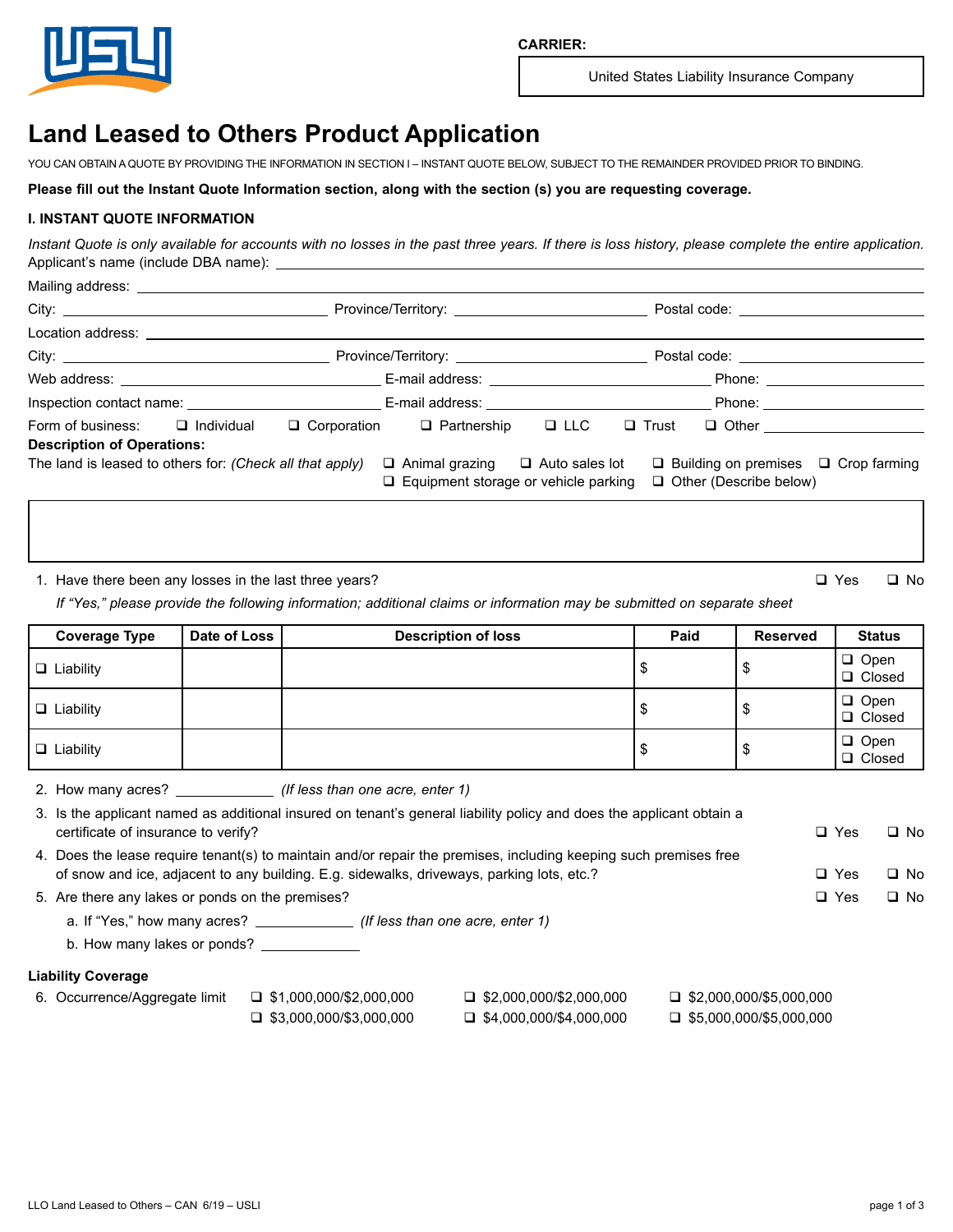CARRIER:

United States Liability Insurance Company

# Land Leased to Others Product Application

YOU CAN OBTAIN A QUOTE BY PROVIDING THE INFORMATION IN SECTION I – INSTANT QUOTE BELOW, SUBJECT TO THE REMAINDER PROVIDED PRIOR TO BINDING.

**Please fill out the Instant Quote Information section, along with the section (s) you are requesting coverage.**

## I. INSTANT QUOTE INFORMATION

*Instant Quote is only available for accounts with no losses in the past three years. If there is loss history, please complete the entire application.*

Applicant's name (include DBA name): ______________________________

Mailing address: ______________________________

City: ______________ Province/Territory: ______________ Postal code: ______________

Location address: ______________________________

City: ______________ Province/Territory: ______________ Postal code: ______________

Web address: ______________ E-mail address: ______________ Phone: ______________

Inspection contact name: ______________ E-mail address: ______________ Phone: ______________

Form of business: ❑ Individual ❑ Corporation ❑ Partnership ❑ LLC ❑ Trust ❑ Other ______________

**Description of Operations:**

The land is leased to others for: *(Check all that apply)* ❑ Animal grazing ❑ Auto sales lot ❑ Building on premises ❑ Crop farming ❑ Equipment storage or vehicle parking ❑ Other (Describe below)

1. Have there been any losses in the last three years? ❑ Yes ❑ No

   *If "Yes," please provide the following information; additional claims or information may be submitted on separate sheet*

| Coverage Type | Date of Loss | Description of loss | Paid | Reserved | Status |
|---|---|---|---|---|---|
| ❑ Liability | | | $ | $ | ❑ Open ❑ Closed |
| ❑ Liability | | | $ | $ | ❑ Open ❑ Closed |
| ❑ Liability | | | $ | $ | ❑ Open ❑ Closed |

2. How many acres? ______________ *(If less than one acre, enter 1)*
3. Is the applicant named as additional insured on tenant's general liability policy and does the applicant obtain a certificate of insurance to verify? ❑ Yes ❑ No
4. Does the lease require tenant(s) to maintain and/or repair the premises, including keeping such premises free of snow and ice, adjacent to any building. E.g. sidewalks, driveways, parking lots, etc.? ❑ Yes ❑ No
5. Are there any lakes or ponds on the premises? ❑ Yes ❑ No
   a. If "Yes," how many acres? ______________ *(If less than one acre, enter 1)*
   b. How many lakes or ponds? ______________

**Liability Coverage**

6. Occurrence/Aggregate limit ❑ $1,000,000/$2,000,000 ❑ $2,000,000/$2,000,000 ❑ $2,000,000/$5,000,000 ❑ $3,000,000/$3,000,000 ❑ $4,000,000/$4,000,000 ❑ $5,000,000/$5,000,000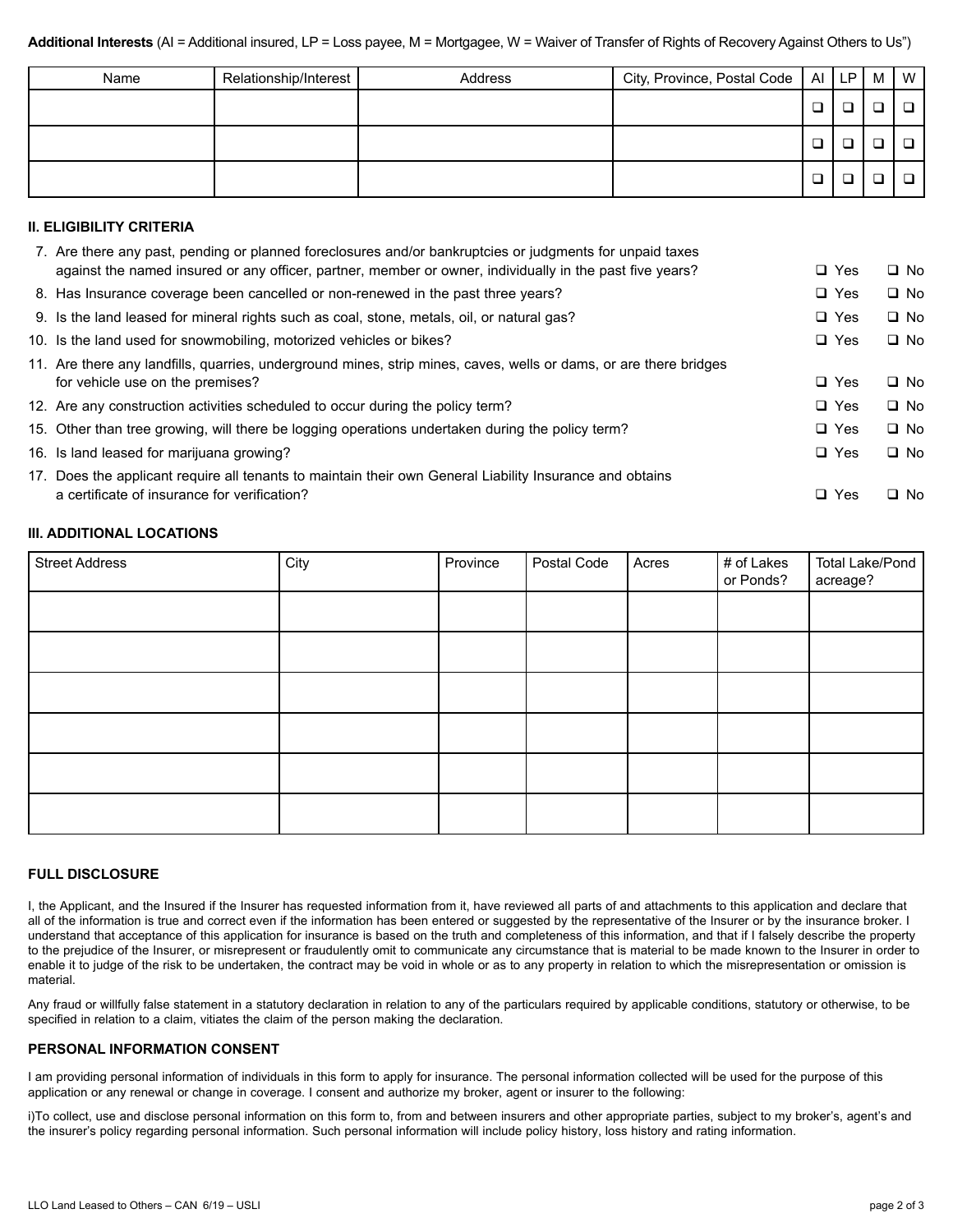**Additional Interests** (AI = Additional insured, LP = Loss payee, M = Mortgagee, W = Waiver of Transfer of Rights of Recovery Against Others to Us")

| Name | Relationship/Interest | Address | City, Province, Postal Code | AI | LP | M | W |
|---|---|---|---|---|---|---|---|
| | | | | ❑ | ❑ | ❑ | ❑ |
| | | | | ❑ | ❑ | ❑ | ❑ |
| | | | | ❑ | ❑ | ❑ | ❑ |

### II. ELIGIBILITY CRITERIA

7. Are there any past, pending or planned foreclosures and/or bankruptcies or judgments for unpaid taxes against the named insured or any officer, partner, member or owner, individually in the past five years? ❑ Yes ❑ No
8. Has Insurance coverage been cancelled or non-renewed in the past three years? ❑ Yes ❑ No
9. Is the land leased for mineral rights such as coal, stone, metals, oil, or natural gas? ❑ Yes ❑ No
10. Is the land used for snowmobiling, motorized vehicles or bikes? ❑ Yes ❑ No
11. Are there any landfills, quarries, underground mines, strip mines, caves, wells or dams, or are there bridges for vehicle use on the premises? ❑ Yes ❑ No
12. Are any construction activities scheduled to occur during the policy term? ❑ Yes ❑ No
15. Other than tree growing, will there be logging operations undertaken during the policy term? ❑ Yes ❑ No
16. Is land leased for marijuana growing? ❑ Yes ❑ No
17. Does the applicant require all tenants to maintain their own General Liability Insurance and obtains a certificate of insurance for verification? ❑ Yes ❑ No

### III. ADDITIONAL LOCATIONS

| Street Address | City | Province | Postal Code | Acres | # of Lakes or Ponds? | Total Lake/Pond acreage? |
|---|---|---|---|---|---|---|
| | | | | | | |
| | | | | | | |
| | | | | | | |
| | | | | | | |
| | | | | | | |
| | | | | | | |

### FULL DISCLOSURE

I, the Applicant, and the Insured if the Insurer has requested information from it, have reviewed all parts of and attachments to this application and declare that all of the information is true and correct even if the information has been entered or suggested by the representative of the Insurer or by the insurance broker. I understand that acceptance of this application for insurance is based on the truth and completeness of this information, and that if I falsely describe the property to the prejudice of the Insurer, or misrepresent or fraudulently omit to communicate any circumstance that is material to be made known to the Insurer in order to enable it to judge of the risk to be undertaken, the contract may be void in whole or as to any property in relation to which the misrepresentation or omission is material.

Any fraud or willfully false statement in a statutory declaration in relation to any of the particulars required by applicable conditions, statutory or otherwise, to be specified in relation to a claim, vitiates the claim of the person making the declaration.

### PERSONAL INFORMATION CONSENT

I am providing personal information of individuals in this form to apply for insurance. The personal information collected will be used for the purpose of this application or any renewal or change in coverage. I consent and authorize my broker, agent or insurer to the following:

i)To collect, use and disclose personal information on this form to, from and between insurers and other appropriate parties, subject to my broker's, agent's and the insurer's policy regarding personal information. Such personal information will include policy history, loss history and rating information.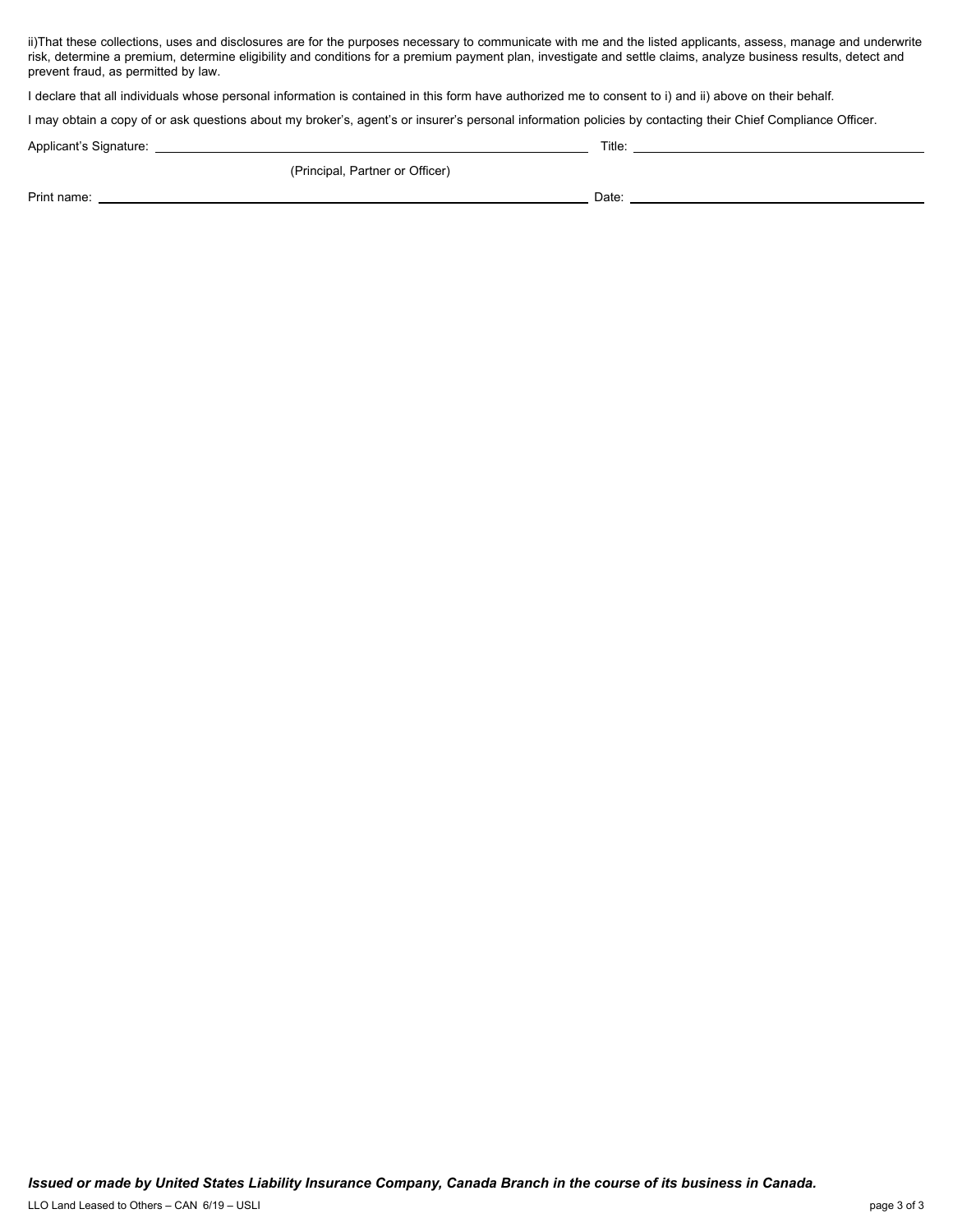ii)That these collections, uses and disclosures are for the purposes necessary to communicate with me and the listed applicants, assess, manage and underwrite risk, determine a premium, determine eligibility and conditions for a premium payment plan, investigate and settle claims, analyze business results, detect and prevent fraud, as permitted by law.

I declare that all individuals whose personal information is contained in this form have authorized me to consent to i) and ii) above on their behalf.

I may obtain a copy of or ask questions about my broker's, agent's or insurer's personal information policies by contacting their Chief Compliance Officer.

Applicant's Signature: ______________________________ Title: ______________________________

(Principal, Partner or Officer)

Print name: ______________________________ Date: ______________________________

***Issued or made by United States Liability Insurance Company, Canada Branch in the course of its business in Canada.***

LLO Land Leased to Others – CAN 6/19 – USLI